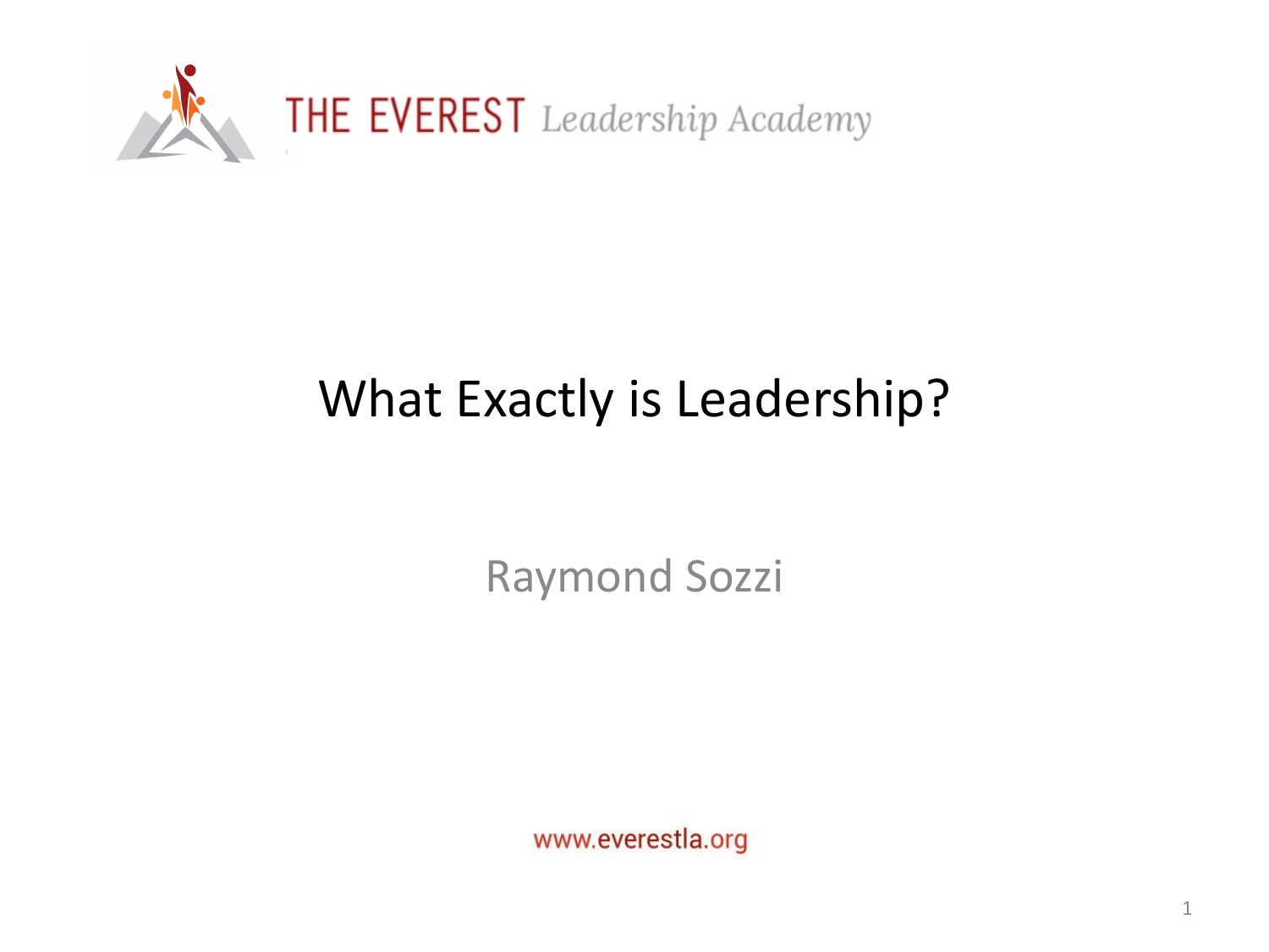THE EVEREST *Leadership Academy*

# What Exactly is Leadership?

Raymond Sozzi

www.everestla.org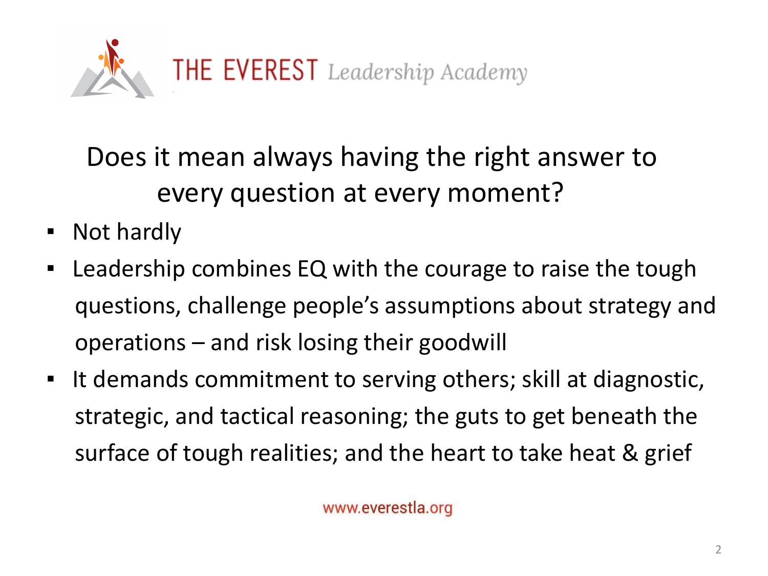# Does it mean always having the right answer to every question at every moment?

- Not hardly
- Leadership combines EQ with the courage to raise the tough questions, challenge people's assumptions about strategy and operations – and risk losing their goodwill
- It demands commitment to serving others; skill at diagnostic, strategic, and tactical reasoning; the guts to get beneath the surface of tough realities; and the heart to take heat & grief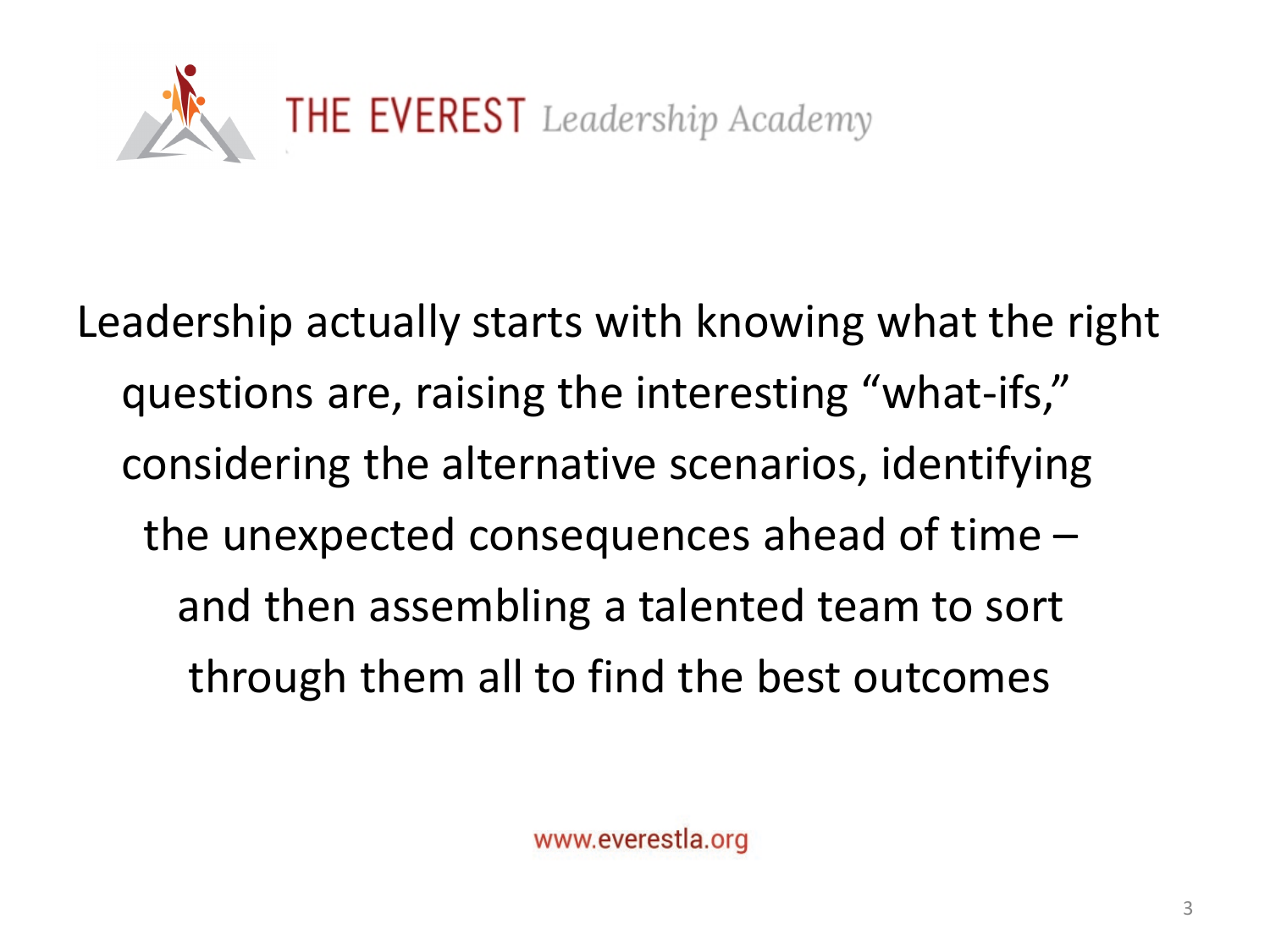THE EVEREST *Leadership Academy*

Leadership actually starts with knowing what the right questions are, raising the interesting "what-ifs," considering the alternative scenarios, identifying the unexpected consequences ahead of time – and then assembling a talented team to sort through them all to find the best outcomes

www.everestla.org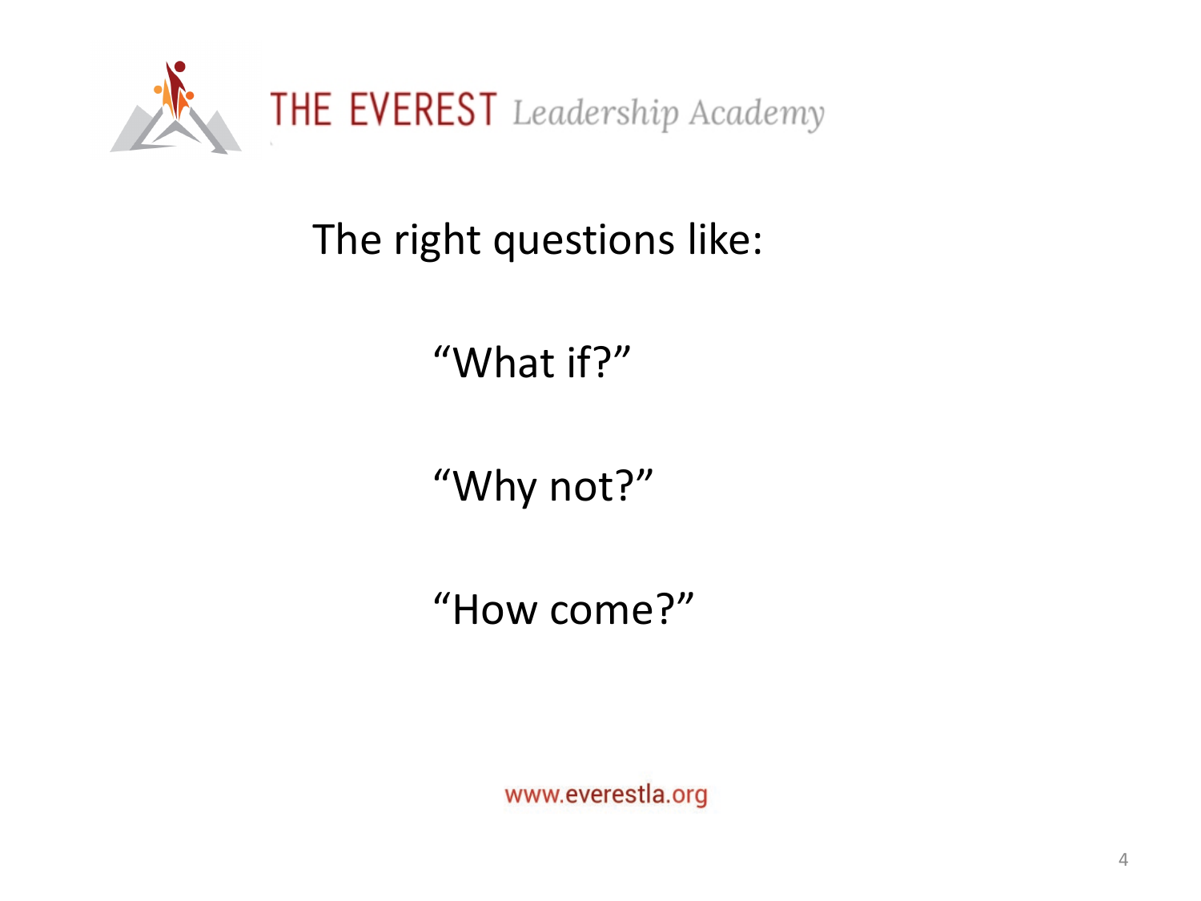The right questions like:

“What if?”

“Why not?”

“How come?”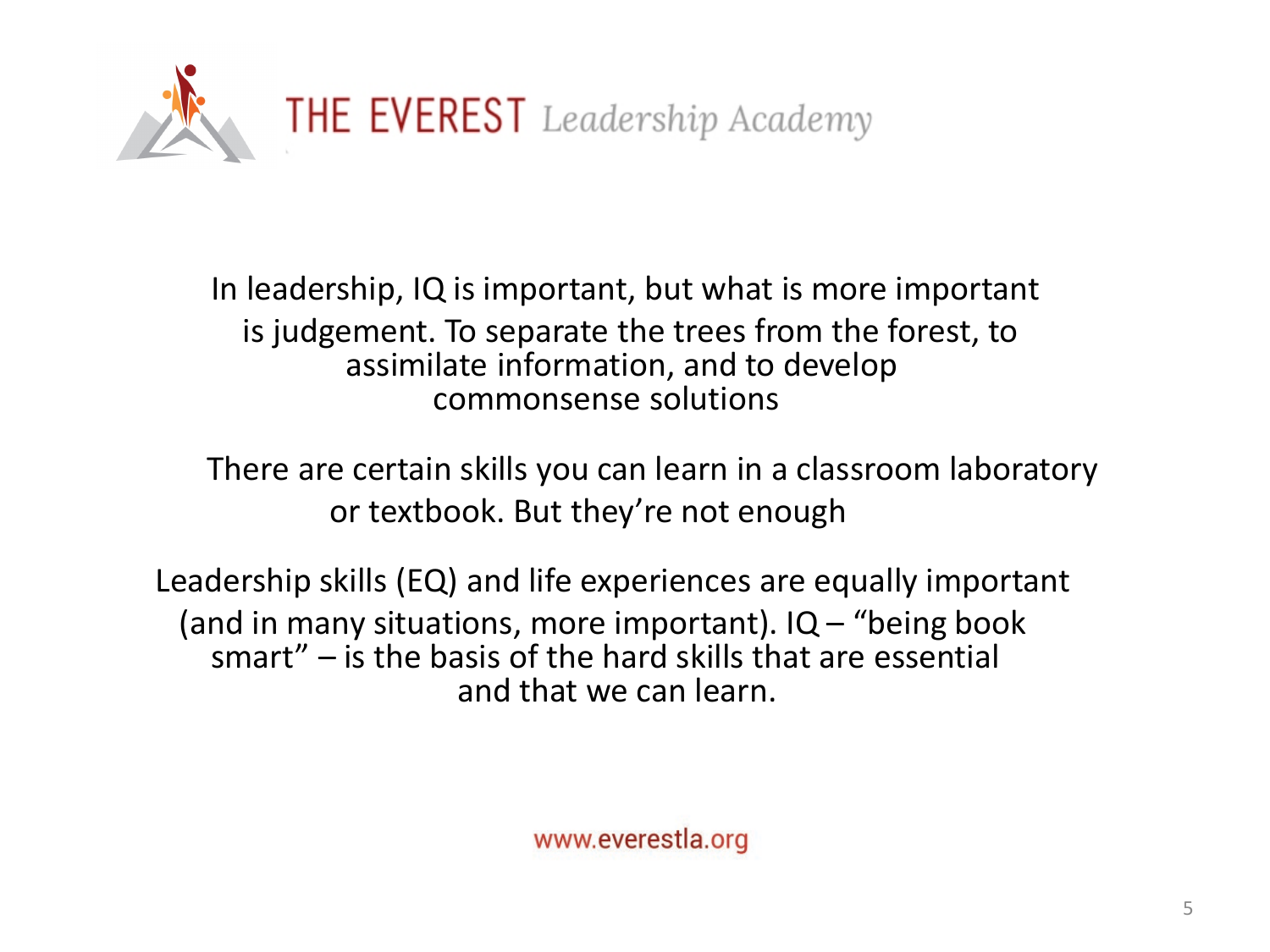THE EVEREST *Leadership Academy*

In leadership, IQ is important, but what is more important is judgement. To separate the trees from the forest, to assimilate information, and to develop commonsense solutions

There are certain skills you can learn in a classroom laboratory or textbook. But they're not enough

Leadership skills (EQ) and life experiences are equally important (and in many situations, more important). IQ – "being book smart" – is the basis of the hard skills that are essential and that we can learn.

www.everestla.org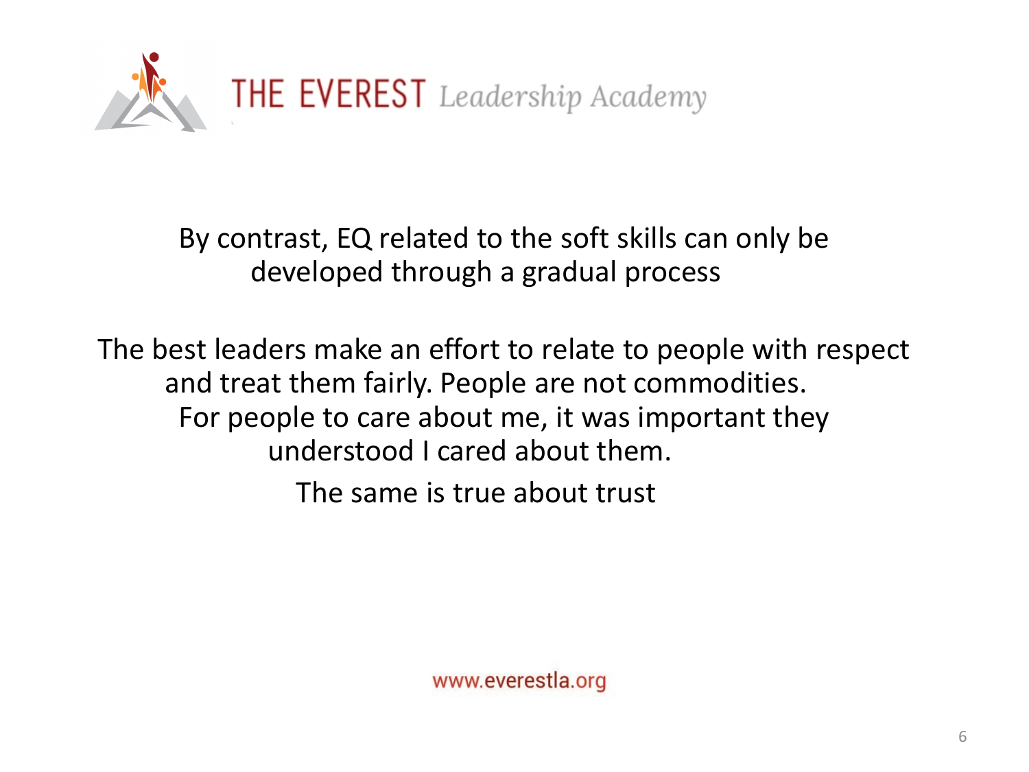By contrast, EQ related to the soft skills can only be developed through a gradual process

The best leaders make an effort to relate to people with respect and treat them fairly. People are not commodities. For people to care about me, it was important they understood I cared about them.

The same is true about trust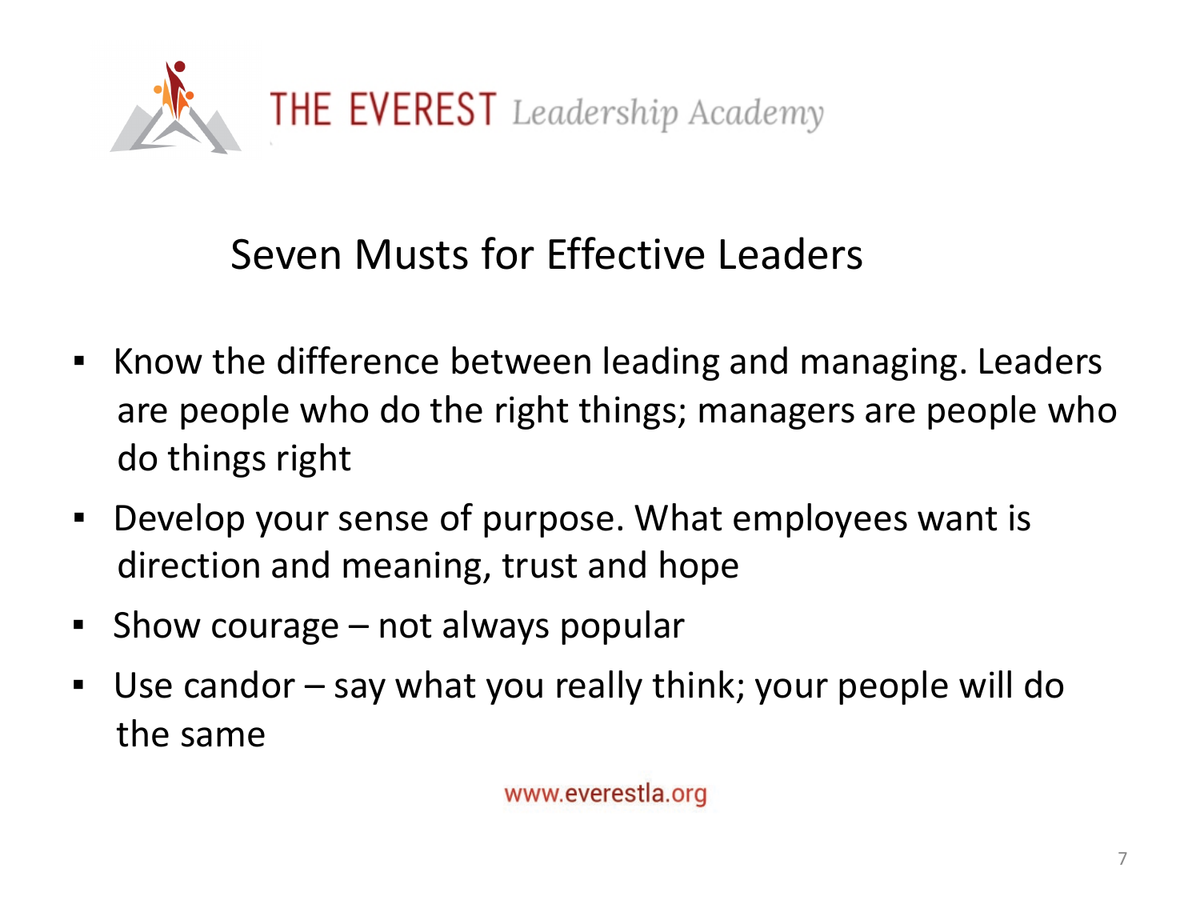THE EVEREST *Leadership Academy*

## Seven Musts for Effective Leaders

- Know the difference between leading and managing. Leaders are people who do the right things; managers are people who do things right
- Develop your sense of purpose. What employees want is direction and meaning, trust and hope
- Show courage – not always popular
- Use candor – say what you really think; your people will do the same

www.everestla.org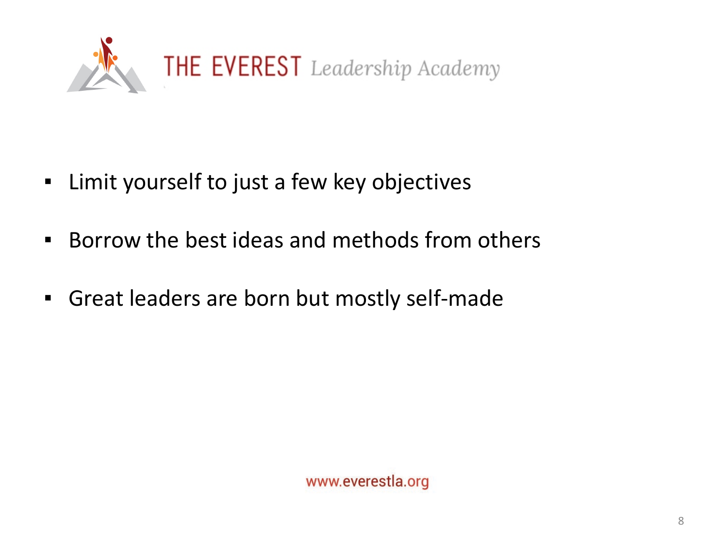THE EVEREST *Leadership Academy*

- Limit yourself to just a few key objectives
- Borrow the best ideas and methods from others
- Great leaders are born but mostly self-made

www.everestla.org